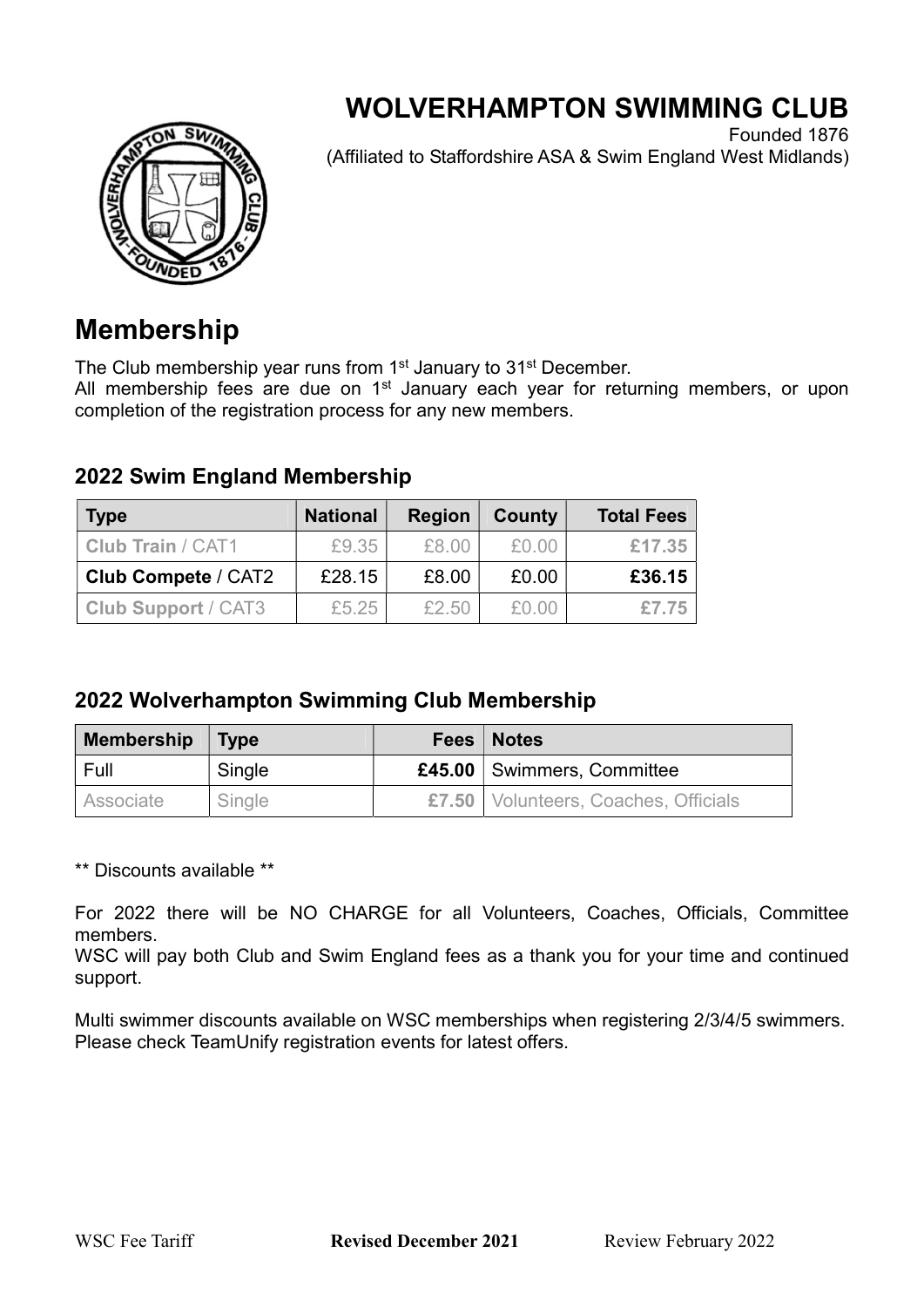# WOLVERHAMPTON SWIMMING CLUB

Founded 1876

(Affiliated to Staffordshire ASA & Swim England West Midlands)

## Membership

The Club membership year runs from 1st January to 31st December.

All membership fees are due on 1st January each year for returning members, or upon completion of the registration process for any new members.

### 2022 Swim England Membership

| Type | National | Region | County | Total Fees |
|---|---|---|---|---|
| **Club Train** / CAT1 | £9.35 | £8.00 | £0.00 | **£17.35** |
| **Club Compete** / CAT2 | £28.15 | £8.00 | £0.00 | **£36.15** |
| **Club Support** / CAT3 | £5.25 | £2.50 | £0.00 | **£7.75** |

### 2022 Wolverhampton Swimming Club Membership

| Membership | Type | Fees | Notes |
|---|---|---|---|
| Full | Single | **£45.00** | Swimmers, Committee |
| Associate | Single | **£7.50** | Volunteers, Coaches, Officials |

** Discounts available **

For 2022 there will be NO CHARGE for all Volunteers, Coaches, Officials, Committee members.

WSC will pay both Club and Swim England fees as a thank you for your time and continued support.

Multi swimmer discounts available on WSC memberships when registering 2/3/4/5 swimmers. Please check TeamUnify registration events for latest offers.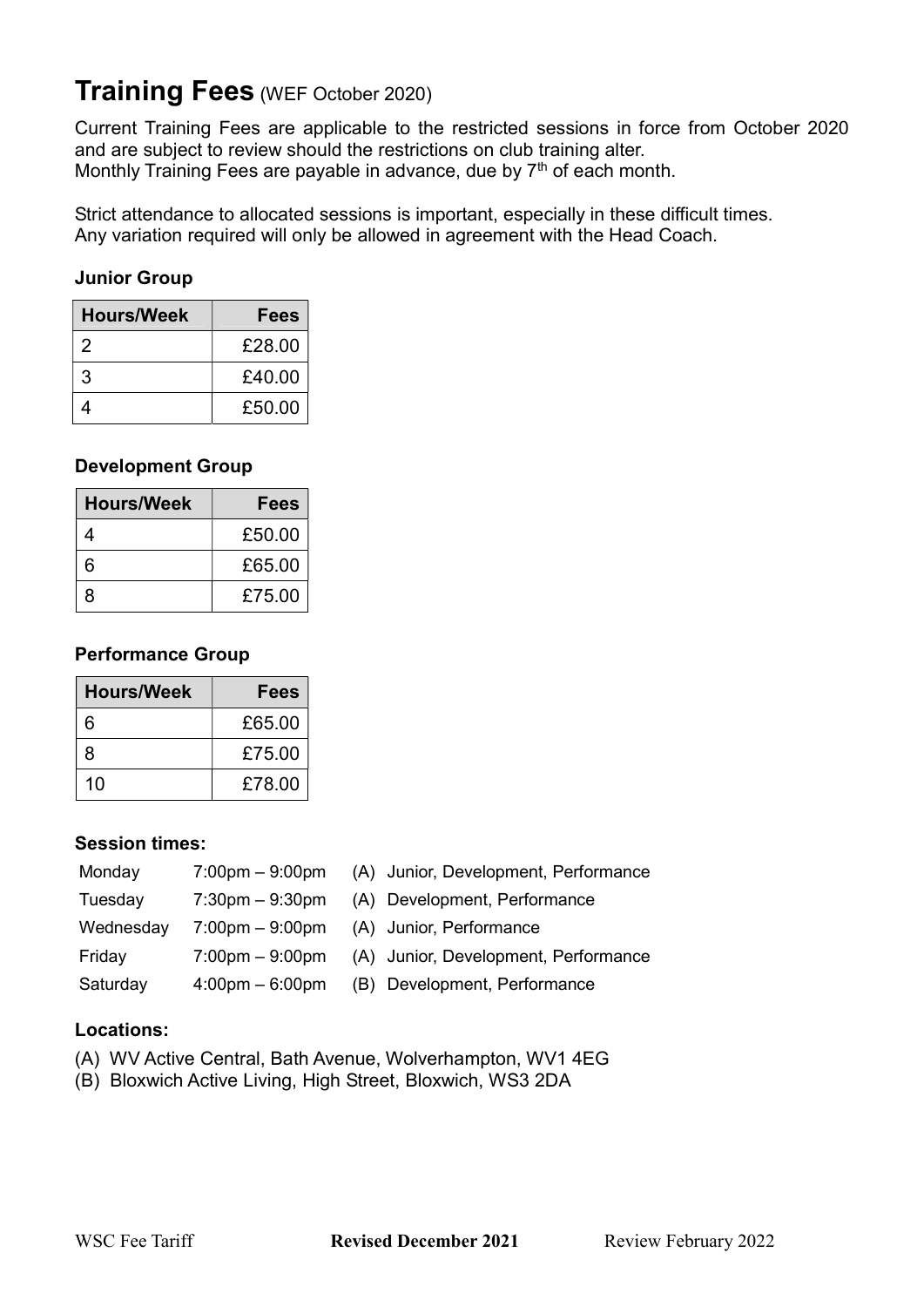# Training Fees (WEF October 2020)

Current Training Fees are applicable to the restricted sessions in force from October 2020 and are subject to review should the restrictions on club training alter.
Monthly Training Fees are payable in advance, due by 7th of each month.

Strict attendance to allocated sessions is important, especially in these difficult times.
Any variation required will only be allowed in agreement with the Head Coach.

**Junior Group**

| Hours/Week | Fees |
|---|---:|
| 2 | £28.00 |
| 3 | £40.00 |
| 4 | £50.00 |

**Development Group**

| Hours/Week | Fees |
|---|---:|
| 4 | £50.00 |
| 6 | £65.00 |
| 8 | £75.00 |

**Performance Group**

| Hours/Week | Fees |
|---|---:|
| 6 | £65.00 |
| 8 | £75.00 |
| 10 | £78.00 |

**Session times:**

| | | |
|---|---|---|
| Monday | 7:00pm – 9:00pm | (A) Junior, Development, Performance |
| Tuesday | 7:30pm – 9:30pm | (A) Development, Performance |
| Wednesday | 7:00pm – 9:00pm | (A) Junior, Performance |
| Friday | 7:00pm – 9:00pm | (A) Junior, Development, Performance |
| Saturday | 4:00pm – 6:00pm | (B) Development, Performance |

**Locations:**

(A) WV Active Central, Bath Avenue, Wolverhampton, WV1 4EG
(B) Bloxwich Active Living, High Street, Bloxwich, WS3 2DA

WSC Fee Tariff **Revised December 2021** Review February 2022